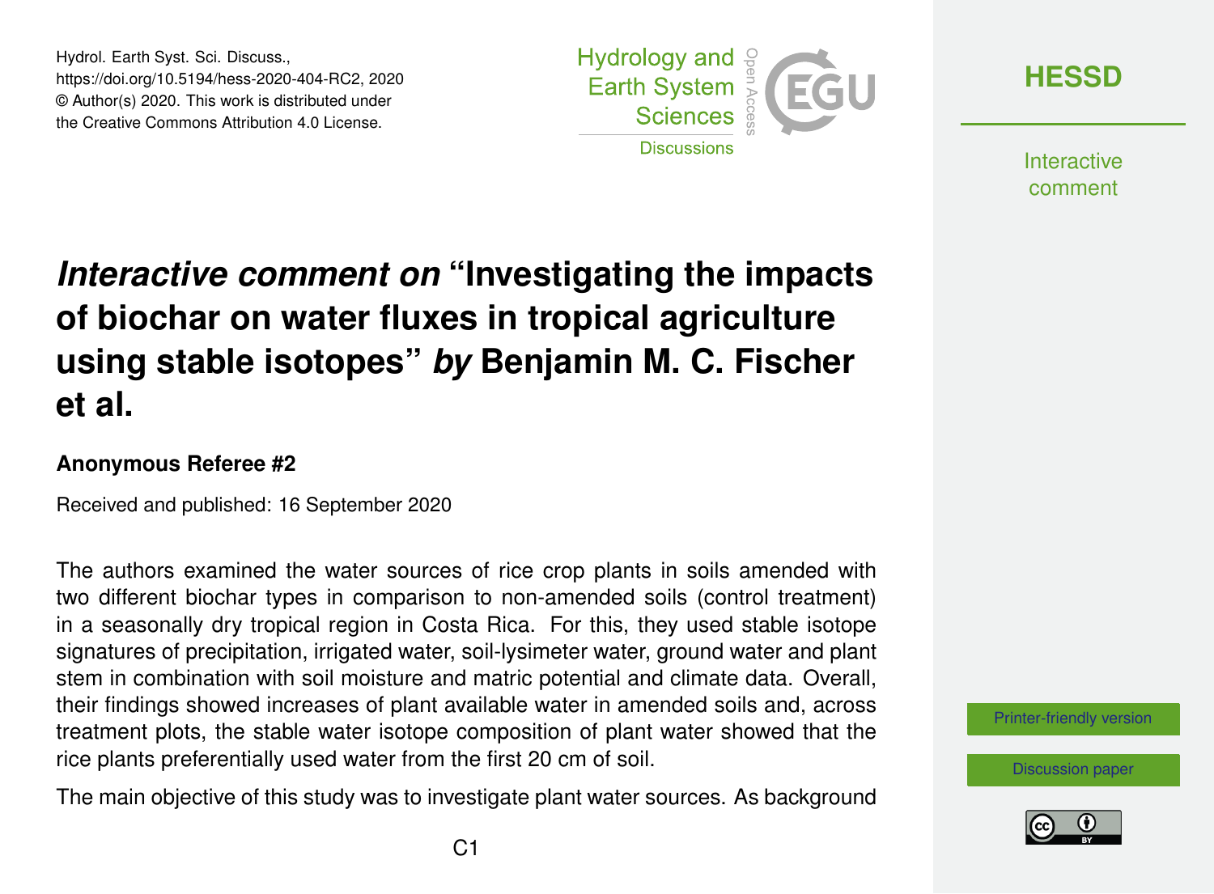Hydrol. Earth Syst. Sci. Discuss.,
https://doi.org/10.5194/hess-2020-404-RC2, 2020
© Author(s) 2020. This work is distributed under
the Creative Commons Attribution 4.0 License.

# *Interactive comment on* "Investigating the impacts of biochar on water fluxes in tropical agriculture using stable isotopes" *by* Benjamin M. C. Fischer et al.

### Anonymous Referee #2

Received and published: 16 September 2020

The authors examined the water sources of rice crop plants in soils amended with two different biochar types in comparison to non-amended soils (control treatment) in a seasonally dry tropical region in Costa Rica. For this, they used stable isotope signatures of precipitation, irrigated water, soil-lysimeter water, ground water and plant stem in combination with soil moisture and matric potential and climate data. Overall, their findings showed increases of plant available water in amended soils and, across treatment plots, the stable water isotope composition of plant water showed that the rice plants preferentially used water from the first 20 cm of soil.

The main objective of this study was to investigate plant water sources. As background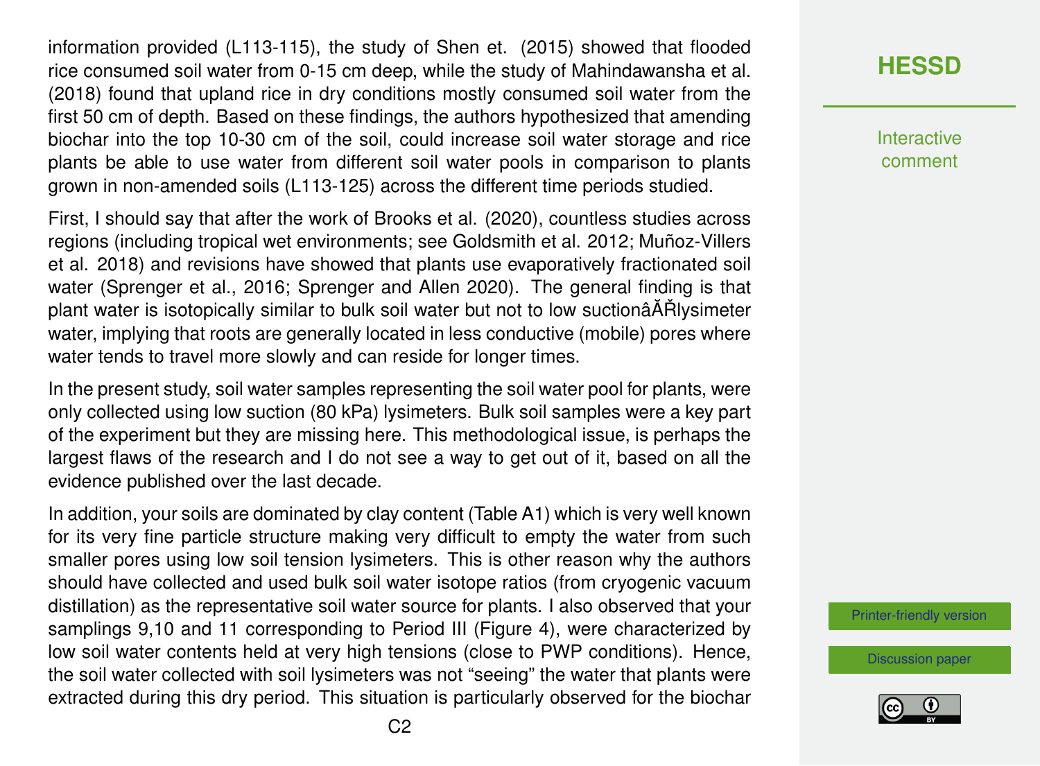information provided (L113-115), the study of Shen et. (2015) showed that flooded rice consumed soil water from 0-15 cm deep, while the study of Mahindawansha et al. (2018) found that upland rice in dry conditions mostly consumed soil water from the first 50 cm of depth. Based on these findings, the authors hypothesized that amending biochar into the top 10-30 cm of the soil, could increase soil water storage and rice plants be able to use water from different soil water pools in comparison to plants grown in non-amended soils (L113-125) across the different time periods studied.

First, I should say that after the work of Brooks et al. (2020), countless studies across regions (including tropical wet environments; see Goldsmith et al. 2012; Muñoz-Villers et al. 2018) and revisions have showed that plants use evaporatively fractionated soil water (Sprenger et al., 2016; Sprenger and Allen 2020). The general finding is that plant water is isotopically similar to bulk soil water but not to low suctionâĂŘlysimeter water, implying that roots are generally located in less conductive (mobile) pores where water tends to travel more slowly and can reside for longer times.

In the present study, soil water samples representing the soil water pool for plants, were only collected using low suction (80 kPa) lysimeters. Bulk soil samples were a key part of the experiment but they are missing here. This methodological issue, is perhaps the largest flaws of the research and I do not see a way to get out of it, based on all the evidence published over the last decade.

In addition, your soils are dominated by clay content (Table A1) which is very well known for its very fine particle structure making very difficult to empty the water from such smaller pores using low soil tension lysimeters. This is other reason why the authors should have collected and used bulk soil water isotope ratios (from cryogenic vacuum distillation) as the representative soil water source for plants. I also observed that your samplings 9,10 and 11 corresponding to Period III (Figure 4), were characterized by low soil water contents held at very high tensions (close to PWP conditions). Hence, the soil water collected with soil lysimeters was not "seeing" the water that plants were extracted during this dry period. This situation is particularly observed for the biochar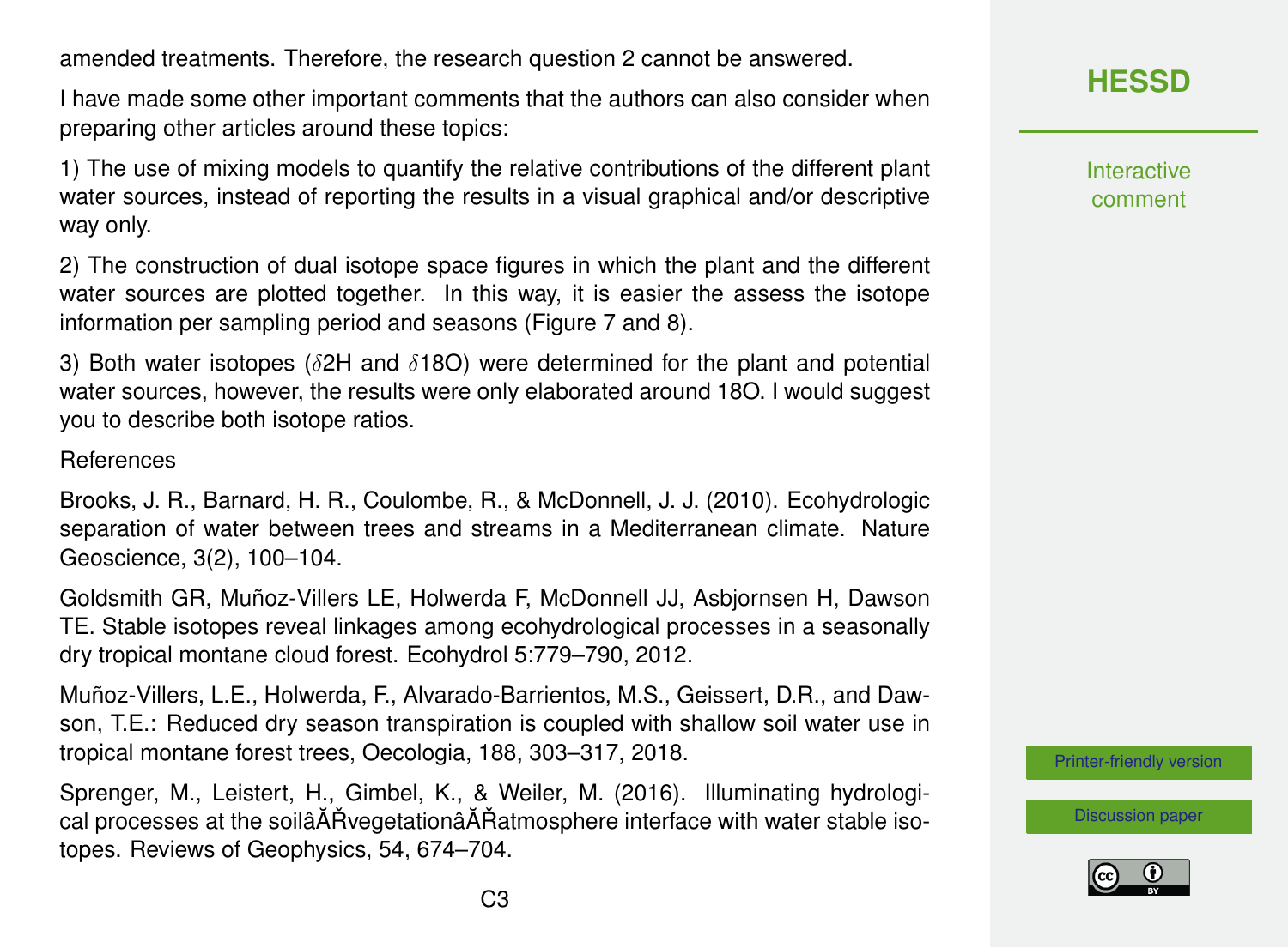amended treatments. Therefore, the research question 2 cannot be answered.

I have made some other important comments that the authors can also consider when preparing other articles around these topics:

1) The use of mixing models to quantify the relative contributions of the different plant water sources, instead of reporting the results in a visual graphical and/or descriptive way only.

2) The construction of dual isotope space figures in which the plant and the different water sources are plotted together. In this way, it is easier the assess the isotope information per sampling period and seasons (Figure 7 and 8).

3) Both water isotopes ($\delta$2H and $\delta$18O) were determined for the plant and potential water sources, however, the results were only elaborated around 18O. I would suggest you to describe both isotope ratios.

References

Brooks, J. R., Barnard, H. R., Coulombe, R., & McDonnell, J. J. (2010). Ecohydrologic separation of water between trees and streams in a Mediterranean climate. Nature Geoscience, 3(2), 100–104.

Goldsmith GR, Muñoz-Villers LE, Holwerda F, McDonnell JJ, Asbjornsen H, Dawson TE. Stable isotopes reveal linkages among ecohydrological processes in a seasonally dry tropical montane cloud forest. Ecohydrol 5:779–790, 2012.

Muñoz-Villers, L.E., Holwerda, F., Alvarado-Barrientos, M.S., Geissert, D.R., and Dawson, T.E.: Reduced dry season transpiration is coupled with shallow soil water use in tropical montane forest trees, Oecologia, 188, 303–317, 2018.

Sprenger, M., Leistert, H., Gimbel, K., & Weiler, M. (2016). Illuminating hydrological processes at the soilâĂŘvegetationâĂŘatmosphere interface with water stable isotopes. Reviews of Geophysics, 54, 674–704.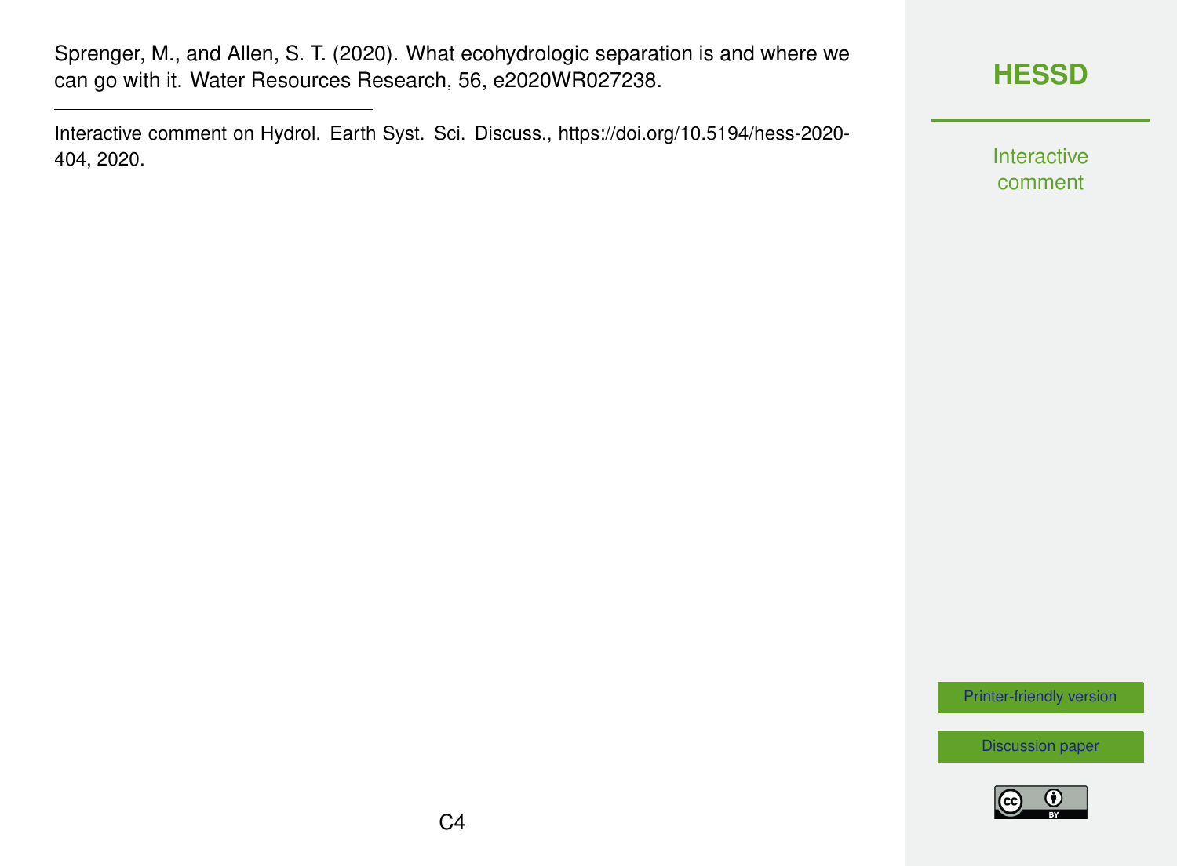Sprenger, M., and Allen, S. T. (2020). What ecohydrologic separation is and where we can go with it. Water Resources Research, 56, e2020WR027238.

---

Interactive comment on Hydrol. Earth Syst. Sci. Discuss., https://doi.org/10.5194/hess-2020-404, 2020.